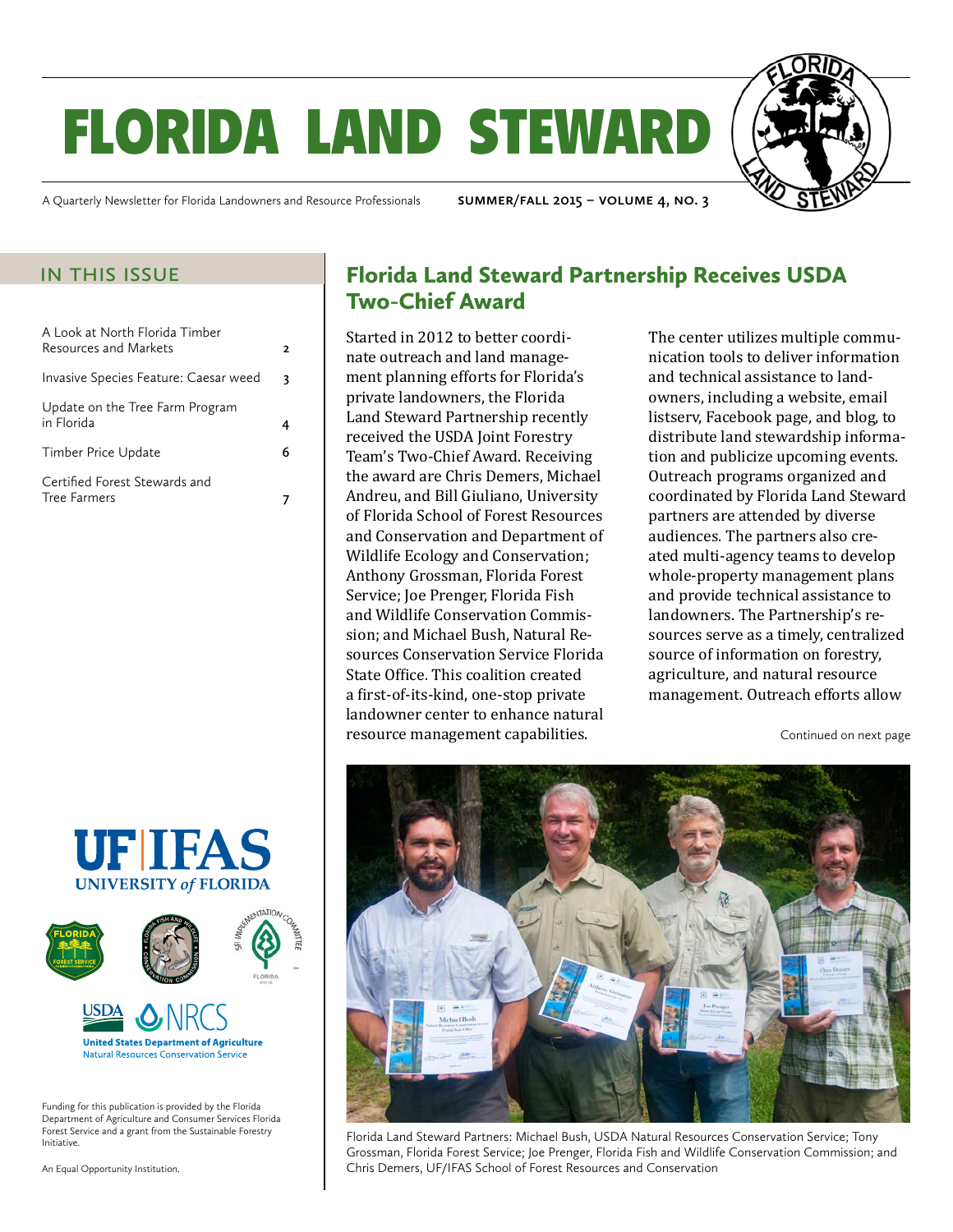# FLORIDA LAND STEWARD

A Quarterly Newsletter for Florida Landowners and Resource Professionals

SUMMER/FALL 2015 – VOLUME 4, NO. 3

## IN THIS ISSUE

| | |
|---|---|
| A Look at North Florida Timber Resources and Markets | 2 |
| Invasive Species Feature: Caesar weed | 3 |
| Update on the Tree Farm Program in Florida | 4 |
| Timber Price Update | 6 |
| Certified Forest Stewards and Tree Farmers | 7 |

## Florida Land Steward Partnership Receives USDA Two-Chief Award

Started in 2012 to better coordinate outreach and land management planning efforts for Florida's private landowners, the Florida Land Steward Partnership recently received the USDA Joint Forestry Team's Two-Chief Award. Receiving the award are Chris Demers, Michael Andreu, and Bill Giuliano, University of Florida School of Forest Resources and Conservation and Department of Wildlife Ecology and Conservation; Anthony Grossman, Florida Forest Service; Joe Prenger, Florida Fish and Wildlife Conservation Commission; and Michael Bush, Natural Resources Conservation Service Florida State Office. This coalition created a first-of-its-kind, one-stop private landowner center to enhance natural resource management capabilities.

The center utilizes multiple communication tools to deliver information and technical assistance to landowners, including a website, email listserv, Facebook page, and blog, to distribute land stewardship information and publicize upcoming events. Outreach programs organized and coordinated by Florida Land Steward partners are attended by diverse audiences. The partners also created multi-agency teams to develop whole-property management plans and provide technical assistance to landowners. The Partnership's resources serve as a timely, centralized source of information on forestry, agriculture, and natural resource management. Outreach efforts allow

Continued on next page

Florida Land Steward Partners: Michael Bush, USDA Natural Resources Conservation Service; Tony Grossman, Florida Forest Service; Joe Prenger, Florida Fish and Wildlife Conservation Commission; and Chris Demers, UF/IFAS School of Forest Resources and Conservation

UF | IFAS UNIVERSITY of FLORIDA

USDA NRCS United States Department of Agriculture Natural Resources Conservation Service

Funding for this publication is provided by the Florida Department of Agriculture and Consumer Services Florida Forest Service and a grant from the Sustainable Forestry Initiative.

An Equal Opportunity Institution.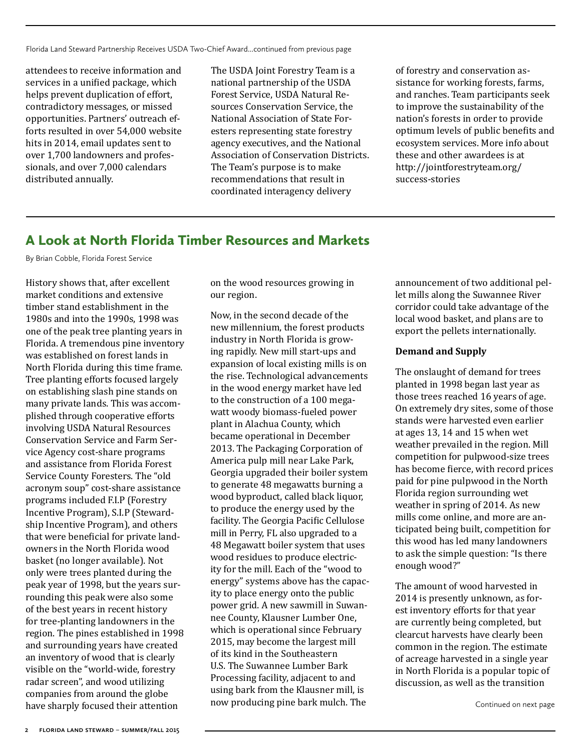Florida Land Steward Partnership Receives USDA Two-Chief Award…continued from previous page

attendees to receive information and services in a unified package, which helps prevent duplication of effort, contradictory messages, or missed opportunities. Partners' outreach efforts resulted in over 54,000 website hits in 2014, email updates sent to over 1,700 landowners and professionals, and over 7,000 calendars distributed annually.

The USDA Joint Forestry Team is a national partnership of the USDA Forest Service, USDA Natural Resources Conservation Service, the National Association of State Foresters representing state forestry agency executives, and the National Association of Conservation Districts. The Team's purpose is to make recommendations that result in coordinated interagency delivery of forestry and conservation assistance for working forests, farms, and ranches. Team participants seek to improve the sustainability of the nation's forests in order to provide optimum levels of public benefits and ecosystem services. More info about these and other awardees is at http://jointforestryteam.org/success-stories

## A Look at North Florida Timber Resources and Markets

By Brian Cobble, Florida Forest Service

History shows that, after excellent market conditions and extensive timber stand establishment in the 1980s and into the 1990s, 1998 was one of the peak tree planting years in Florida. A tremendous pine inventory was established on forest lands in North Florida during this time frame. Tree planting efforts focused largely on establishing slash pine stands on many private lands. This was accomplished through cooperative efforts involving USDA Natural Resources Conservation Service and Farm Service Agency cost-share programs and assistance from Florida Forest Service County Foresters. The "old acronym soup" cost-share assistance programs included F.I.P (Forestry Incentive Program), S.I.P (Stewardship Incentive Program), and others that were beneficial for private landowners in the North Florida wood basket (no longer available). Not only were trees planted during the peak year of 1998, but the years surrounding this peak were also some of the best years in recent history for tree-planting landowners in the region. The pines established in 1998 and surrounding years have created an inventory of wood that is clearly visible on the "world-wide, forestry radar screen", and wood utilizing companies from around the globe have sharply focused their attention on the wood resources growing in our region.

Now, in the second decade of the new millennium, the forest products industry in North Florida is growing rapidly. New mill start-ups and expansion of local existing mills is on the rise. Technological advancements in the wood energy market have led to the construction of a 100 megawatt woody biomass-fueled power plant in Alachua County, which became operational in December 2013. The Packaging Corporation of America pulp mill near Lake Park, Georgia upgraded their boiler system to generate 48 megawatts burning a wood byproduct, called black liquor, to produce the energy used by the facility. The Georgia Pacific Cellulose mill in Perry, FL also upgraded to a 48 Megawatt boiler system that uses wood residues to produce electricity for the mill. Each of the "wood to energy" systems above has the capacity to place energy onto the public power grid. A new sawmill in Suwannee County, Klausner Lumber One, which is operational since February 2015, may become the largest mill of its kind in the Southeastern U.S. The Suwannee Lumber Bark Processing facility, adjacent to and using bark from the Klausner mill, is now producing pine bark mulch. The announcement of two additional pellet mills along the Suwannee River corridor could take advantage of the local wood basket, and plans are to export the pellets internationally.

**Demand and Supply**

The onslaught of demand for trees planted in 1998 began last year as those trees reached 16 years of age. On extremely dry sites, some of those stands were harvested even earlier at ages 13, 14 and 15 when wet weather prevailed in the region. Mill competition for pulpwood-size trees has become fierce, with record prices paid for pine pulpwood in the North Florida region surrounding wet weather in spring of 2014. As new mills come online, and more are anticipated being built, competition for this wood has led many landowners to ask the simple question: "Is there enough wood?"

The amount of wood harvested in 2014 is presently unknown, as forest inventory efforts for that year are currently being completed, but clearcut harvests have clearly been common in the region. The estimate of acreage harvested in a single year in North Florida is a popular topic of discussion, as well as the transition

Continued on next page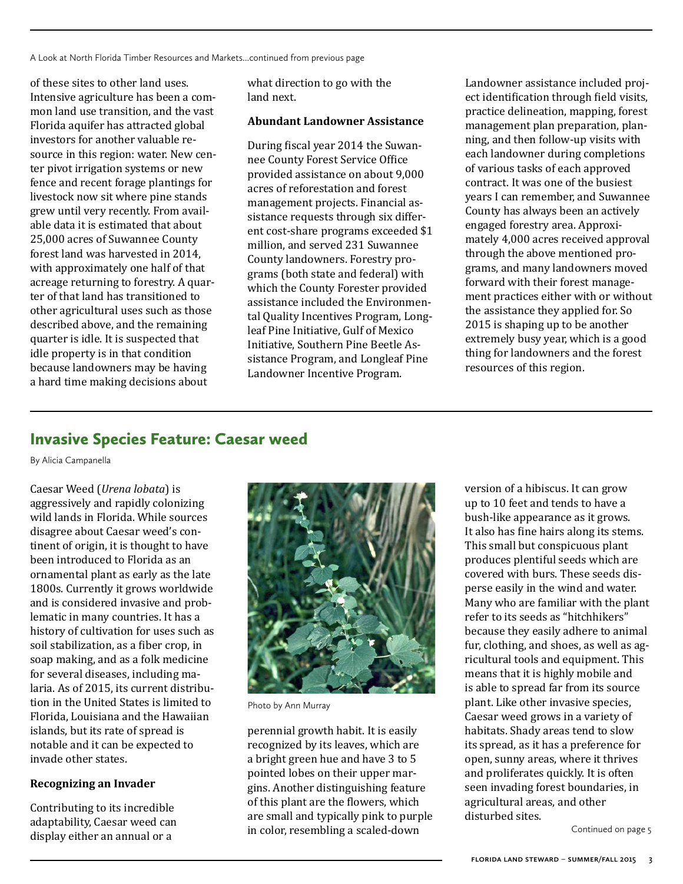A Look at North Florida Timber Resources and Markets...continued from previous page

of these sites to other land uses. Intensive agriculture has been a common land use transition, and the vast Florida aquifer has attracted global investors for another valuable resource in this region: water. New center pivot irrigation systems or new fence and recent forage plantings for livestock now sit where pine stands grew until very recently. From available data it is estimated that about 25,000 acres of Suwannee County forest land was harvested in 2014, with approximately one half of that acreage returning to forestry. A quarter of that land has transitioned to other agricultural uses such as those described above, and the remaining quarter is idle. It is suspected that idle property is in that condition because landowners may be having a hard time making decisions about what direction to go with the land next.

**Abundant Landowner Assistance**

During fiscal year 2014 the Suwannee County Forest Service Office provided assistance on about 9,000 acres of reforestation and forest management projects. Financial assistance requests through six different cost-share programs exceeded $1 million, and served 231 Suwannee County landowners. Forestry programs (both state and federal) with which the County Forester provided assistance included the Environmental Quality Incentives Program, Longleaf Pine Initiative, Gulf of Mexico Initiative, Southern Pine Beetle Assistance Program, and Longleaf Pine Landowner Incentive Program.

Landowner assistance included project identification through field visits, practice delineation, mapping, forest management plan preparation, planning, and then follow-up visits with each landowner during completions of various tasks of each approved contract. It was one of the busiest years I can remember, and Suwannee County has always been an actively engaged forestry area. Approximately 4,000 acres received approval through the above mentioned programs, and many landowners moved forward with their forest management practices either with or without the assistance they applied for. So 2015 is shaping up to be another extremely busy year, which is a good thing for landowners and the forest resources of this region.

## Invasive Species Feature: Caesar weed

By Alicia Campanella

Caesar Weed (*Urena lobata*) is aggressively and rapidly colonizing wild lands in Florida. While sources disagree about Caesar weed's continent of origin, it is thought to have been introduced to Florida as an ornamental plant as early as the late 1800s. Currently it grows worldwide and is considered invasive and problematic in many countries. It has a history of cultivation for uses such as soil stabilization, as a fiber crop, in soap making, and as a folk medicine for several diseases, including malaria. As of 2015, its current distribution in the United States is limited to Florida, Louisiana and the Hawaiian islands, but its rate of spread is notable and it can be expected to invade other states.

Photo by Ann Murray

**Recognizing an Invader**

Contributing to its incredible adaptability, Caesar weed can display either an annual or a perennial growth habit. It is easily recognized by its leaves, which are a bright green hue and have 3 to 5 pointed lobes on their upper margins. Another distinguishing feature of this plant are the flowers, which are small and typically pink to purple in color, resembling a scaled-down version of a hibiscus. It can grow up to 10 feet and tends to have a bush-like appearance as it grows. It also has fine hairs along its stems. This small but conspicuous plant produces plentiful seeds which are covered with burs. These seeds disperse easily in the wind and water. Many who are familiar with the plant refer to its seeds as "hitchhikers" because they easily adhere to animal fur, clothing, and shoes, as well as agricultural tools and equipment. This means that it is highly mobile and is able to spread far from its source plant. Like other invasive species, Caesar weed grows in a variety of habitats. Shady areas tend to slow its spread, as it has a preference for open, sunny areas, where it thrives and proliferates quickly. It is often seen invading forest boundaries, in agricultural areas, and other disturbed sites.

Continued on page 5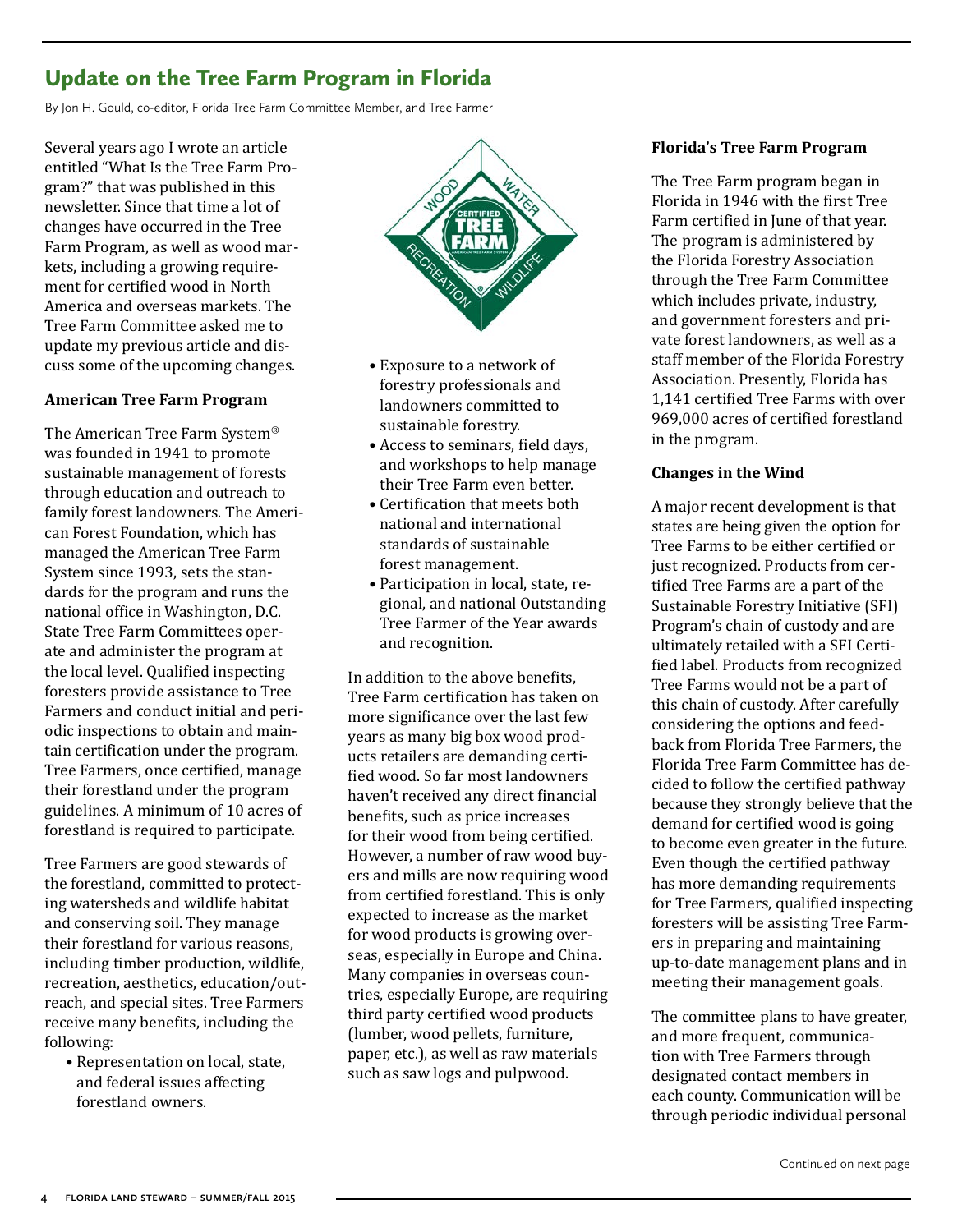## Update on the Tree Farm Program in Florida

By Jon H. Gould, co-editor, Florida Tree Farm Committee Member, and Tree Farmer

Several years ago I wrote an article entitled "What Is the Tree Farm Program?" that was published in this newsletter. Since that time a lot of changes have occurred in the Tree Farm Program, as well as wood markets, including a growing requirement for certified wood in North America and overseas markets. The Tree Farm Committee asked me to update my previous article and discuss some of the upcoming changes.

### American Tree Farm Program

The American Tree Farm System® was founded in 1941 to promote sustainable management of forests through education and outreach to family forest landowners. The American Forest Foundation, which has managed the American Tree Farm System since 1993, sets the standards for the program and runs the national office in Washington, D.C. State Tree Farm Committees operate and administer the program at the local level. Qualified inspecting foresters provide assistance to Tree Farmers and conduct initial and periodic inspections to obtain and maintain certification under the program. Tree Farmers, once certified, manage their forestland under the program guidelines. A minimum of 10 acres of forestland is required to participate.

Tree Farmers are good stewards of the forestland, committed to protecting watersheds and wildlife habitat and conserving soil. They manage their forestland for various reasons, including timber production, wildlife, recreation, aesthetics, education/outreach, and special sites. Tree Farmers receive many benefits, including the following:

- Representation on local, state, and federal issues affecting forestland owners.
- Exposure to a network of forestry professionals and landowners committed to sustainable forestry.
- Access to seminars, field days, and workshops to help manage their Tree Farm even better.
- Certification that meets both national and international standards of sustainable forest management.
- Participation in local, state, regional, and national Outstanding Tree Farmer of the Year awards and recognition.

In addition to the above benefits, Tree Farm certification has taken on more significance over the last few years as many big box wood products retailers are demanding certified wood. So far most landowners haven't received any direct financial benefits, such as price increases for their wood from being certified. However, a number of raw wood buyers and mills are now requiring wood from certified forestland. This is only expected to increase as the market for wood products is growing overseas, especially in Europe and China. Many companies in overseas countries, especially Europe, are requiring third party certified wood products (lumber, wood pellets, furniture, paper, etc.), as well as raw materials such as saw logs and pulpwood.

### Florida's Tree Farm Program

The Tree Farm program began in Florida in 1946 with the first Tree Farm certified in June of that year. The program is administered by the Florida Forestry Association through the Tree Farm Committee which includes private, industry, and government foresters and private forest landowners, as well as a staff member of the Florida Forestry Association. Presently, Florida has 1,141 certified Tree Farms with over 969,000 acres of certified forestland in the program.

### Changes in the Wind

A major recent development is that states are being given the option for Tree Farms to be either certified or just recognized. Products from certified Tree Farms are a part of the Sustainable Forestry Initiative (SFI) Program's chain of custody and are ultimately retailed with a SFI Certified label. Products from recognized Tree Farms would not be a part of this chain of custody. After carefully considering the options and feedback from Florida Tree Farmers, the Florida Tree Farm Committee has decided to follow the certified pathway because they strongly believe that the demand for certified wood is going to become even greater in the future. Even though the certified pathway has more demanding requirements for Tree Farmers, qualified inspecting foresters will be assisting Tree Farmers in preparing and maintaining up-to-date management plans and in meeting their management goals.

The committee plans to have greater, and more frequent, communication with Tree Farmers through designated contact members in each county. Communication will be through periodic individual personal

Continued on next page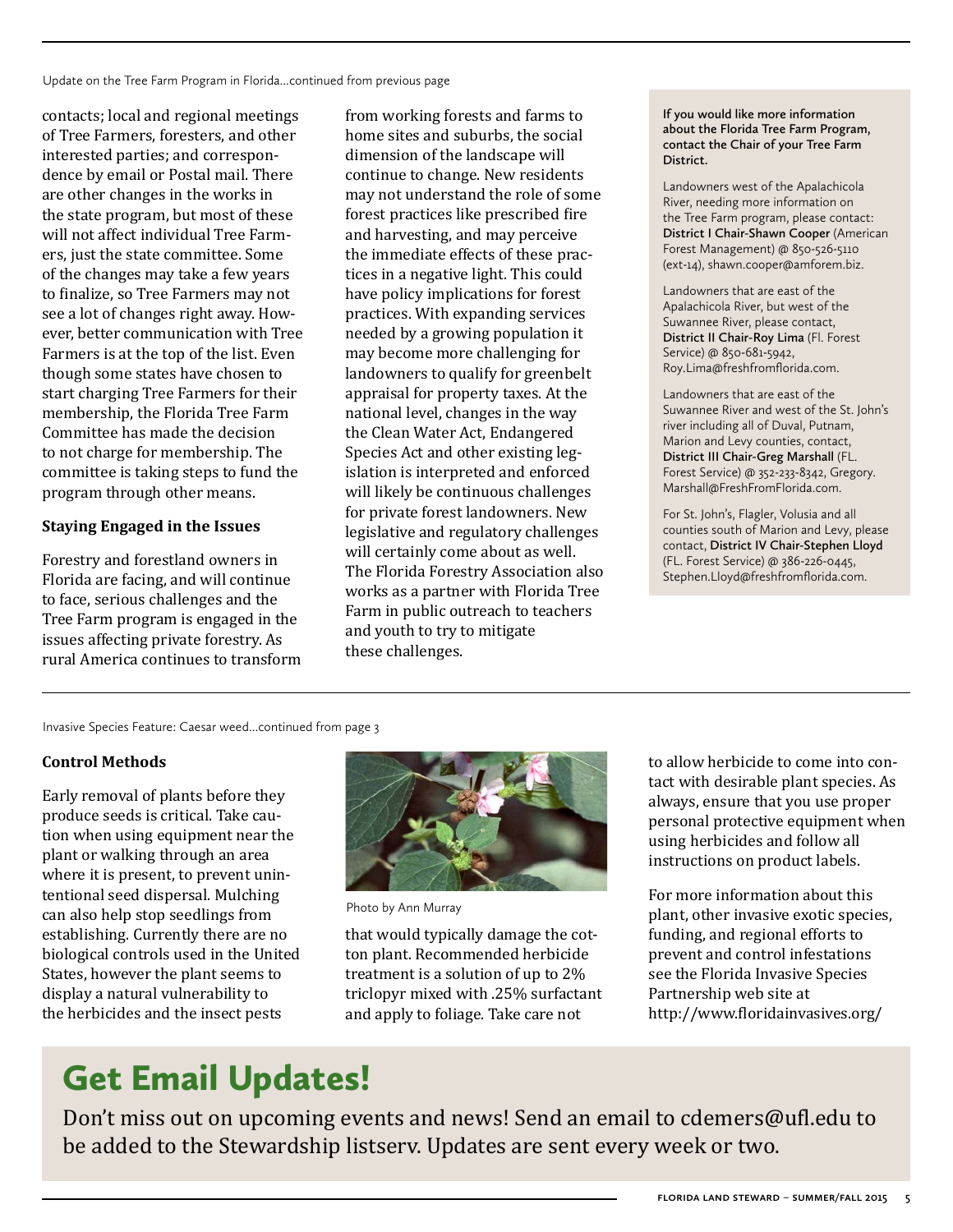Update on the Tree Farm Program in Florida...continued from previous page

contacts; local and regional meetings of Tree Farmers, foresters, and other interested parties; and correspondence by email or Postal mail. There are other changes in the works in the state program, but most of these will not affect individual Tree Farmers, just the state committee. Some of the changes may take a few years to finalize, so Tree Farmers may not see a lot of changes right away. However, better communication with Tree Farmers is at the top of the list. Even though some states have chosen to start charging Tree Farmers for their membership, the Florida Tree Farm Committee has made the decision to not charge for membership. The committee is taking steps to fund the program through other means.

### Staying Engaged in the Issues

Forestry and forestland owners in Florida are facing, and will continue to face, serious challenges and the Tree Farm program is engaged in the issues affecting private forestry. As rural America continues to transform from working forests and farms to home sites and suburbs, the social dimension of the landscape will continue to change. New residents may not understand the role of some forest practices like prescribed fire and harvesting, and may perceive the immediate effects of these practices in a negative light. This could have policy implications for forest practices. With expanding services needed by a growing population it may become more challenging for landowners to qualify for greenbelt appraisal for property taxes. At the national level, changes in the way the Clean Water Act, Endangered Species Act and other existing legislation is interpreted and enforced will likely be continuous challenges for private forest landowners. New legislative and regulatory challenges will certainly come about as well. The Florida Forestry Association also works as a partner with Florida Tree Farm in public outreach to teachers and youth to try to mitigate these challenges.

**If you would like more information about the Florida Tree Farm Program, contact the Chair of your Tree Farm District.**

Landowners west of the Apalachicola River, needing more information on the Tree Farm program, please contact: **District I Chair-Shawn Cooper** (American Forest Management) @ 850-526-5110 (ext-14), shawn.cooper@amforem.biz.

Landowners that are east of the Apalachicola River, but west of the Suwannee River, please contact, **District II Chair-Roy Lima** (Fl. Forest Service) @ 850-681-5942, Roy.Lima@freshfromflorida.com.

Landowners that are east of the Suwannee River and west of the St. John's river including all of Duval, Putnam, Marion and Levy counties, contact, **District III Chair-Greg Marshall** (FL. Forest Service) @ 352-233-8342, Gregory.Marshall@FreshFromFlorida.com.

For St. John's, Flagler, Volusia and all counties south of Marion and Levy, please contact, **District IV Chair-Stephen Lloyd** (FL. Forest Service) @ 386-226-0445, Stephen.Lloyd@freshfromflorida.com.

Invasive Species Feature: Caesar weed...continued from page 3

### Control Methods

Early removal of plants before they produce seeds is critical. Take caution when using equipment near the plant or walking through an area where it is present, to prevent unintentional seed dispersal. Mulching can also help stop seedlings from establishing. Currently there are no biological controls used in the United States, however the plant seems to display a natural vulnerability to the herbicides and the insect pests that would typically damage the cotton plant. Recommended herbicide treatment is a solution of up to 2% triclopyr mixed with .25% surfactant and apply to foliage. Take care not to allow herbicide to come into contact with desirable plant species. As always, ensure that you use proper personal protective equipment when using herbicides and follow all instructions on product labels.

Photo by Ann Murray

For more information about this plant, other invasive exotic species, funding, and regional efforts to prevent and control infestations see the Florida Invasive Species Partnership web site at http://www.floridainvasives.org/

## Get Email Updates!

Don't miss out on upcoming events and news! Send an email to cdemers@ufl.edu to be added to the Stewardship listserv. Updates are sent every week or two.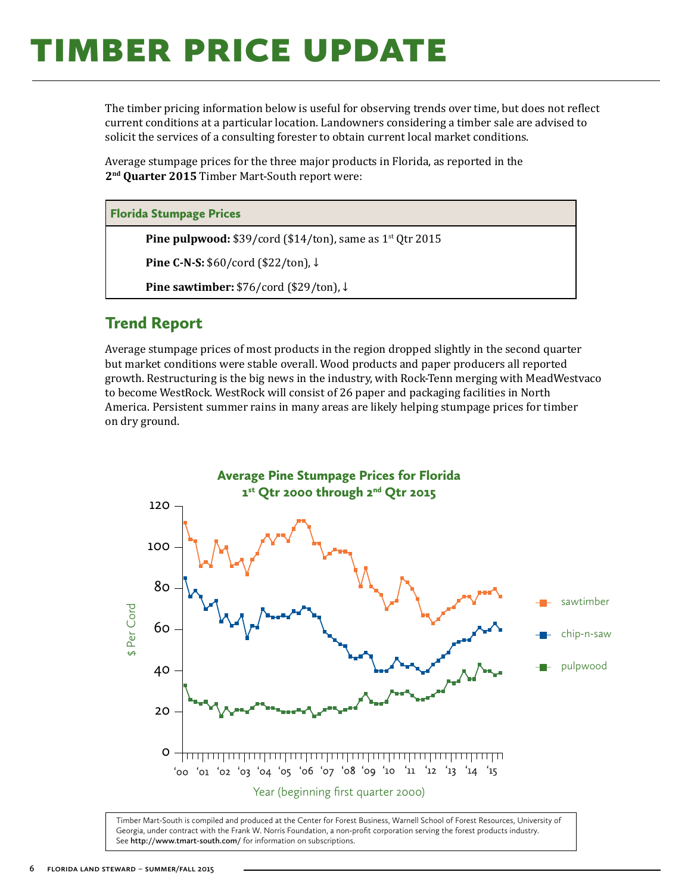# TIMBER PRICE UPDATE

The timber pricing information below is useful for observing trends over time, but does not reflect current conditions at a particular location. Landowners considering a timber sale are advised to solicit the services of a consulting forester to obtain current local market conditions.

Average stumpage prices for the three major products in Florida, as reported in the **2nd Quarter 2015** Timber Mart-South report were:

| Florida Stumpage Prices |
| --- |
| **Pine pulpwood:** $39/cord ($14/ton), same as 1st Qtr 2015 |
| **Pine C-N-S:** $60/cord ($22/ton), ↓ |
| **Pine sawtimber:** $76/cord ($29/ton), ↓ |

## Trend Report

Average stumpage prices of most products in the region dropped slightly in the second quarter but market conditions were stable overall. Wood products and paper producers all reported growth. Restructuring is the big news in the industry, with Rock-Tenn merging with MeadWestvaco to become WestRock. WestRock will consist of 26 paper and packaging facilities in North America. Persistent summer rains in many areas are likely helping stumpage prices for timber on dry ground.

**Average Pine Stumpage Prices for Florida**
**1st Qtr 2000 through 2nd Qtr 2015**

Timber Mart-South is compiled and produced at the Center for Forest Business, Warnell School of Forest Resources, University of Georgia, under contract with the Frank W. Norris Foundation, a non-profit corporation serving the forest products industry. See **http://www.tmart-south.com/** for information on subscriptions.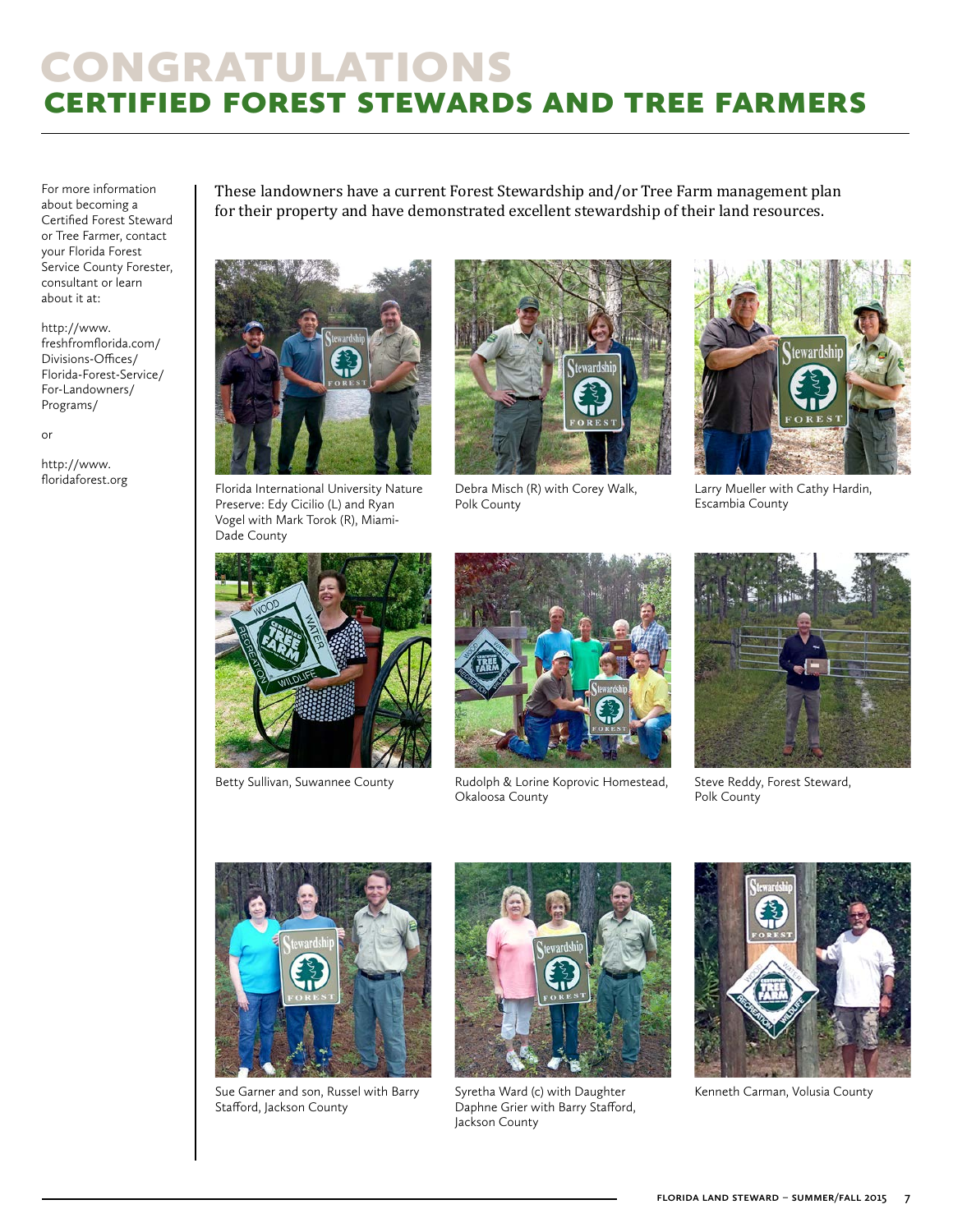# CONGRATULATIONS
## CERTIFIED FOREST STEWARDS AND TREE FARMERS

For more information about becoming a Certified Forest Steward or Tree Farmer, contact your Florida Forest Service County Forester, consultant or learn about it at:

http://www.freshfromflorida.com/Divisions-Offices/Florida-Forest-Service/For-Landowners/Programs/

or

http://www.floridaforest.org

These landowners have a current Forest Stewardship and/or Tree Farm management plan for their property and have demonstrated excellent stewardship of their land resources.

Florida International University Nature Preserve: Edy Cicilio (L) and Ryan Vogel with Mark Torok (R), Miami-Dade County

Debra Misch (R) with Corey Walk, Polk County

Larry Mueller with Cathy Hardin, Escambia County

Betty Sullivan, Suwannee County

Rudolph & Lorine Koprovic Homestead, Okaloosa County

Steve Reddy, Forest Steward, Polk County

Sue Garner and son, Russel with Barry Stafford, Jackson County

Syretha Ward (c) with Daughter Daphne Grier with Barry Stafford, Jackson County

Kenneth Carman, Volusia County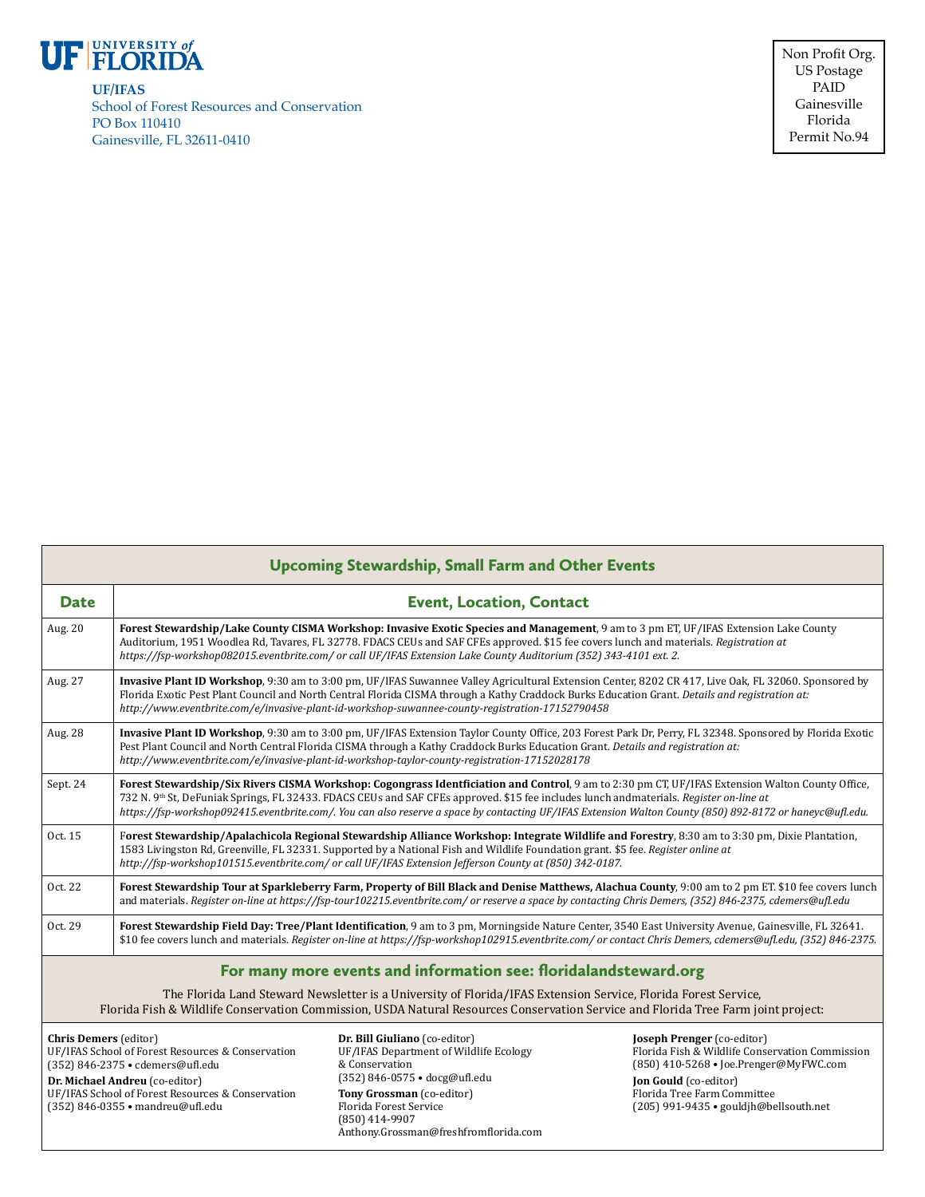UF UNIVERSITY of FLORIDA

**UF/IFAS**
School of Forest Resources and Conservation
PO Box 110410
Gainesville, FL 32611-0410

Non Profit Org.
US Postage
PAID
Gainesville
Florida
Permit No.94

## Upcoming Stewardship, Small Farm and Other Events

| Date | Event, Location, Contact |
|---|---|
| Aug. 20 | **Forest Stewardship/Lake County CISMA Workshop: Invasive Exotic Species and Management**, 9 am to 3 pm ET, UF/IFAS Extension Lake County Auditorium, 1951 Woodlea Rd, Tavares, FL 32778. FDACS CEUs and SAF CFEs approved. $15 fee covers lunch and materials. *Registration at https://fsp-workshop082015.eventbrite.com/ or call UF/IFAS Extension Lake County Auditorium (352) 343-4101 ext. 2.* |
| Aug. 27 | **Invasive Plant ID Workshop**, 9:30 am to 3:00 pm, UF/IFAS Suwannee Valley Agricultural Extension Center, 8202 CR 417, Live Oak, FL 32060. Sponsored by Florida Exotic Pest Plant Council and North Central Florida CISMA through a Kathy Craddock Burks Education Grant. *Details and registration at: http://www.eventbrite.com/e/invasive-plant-id-workshop-suwannee-county-registration-17152790458* |
| Aug. 28 | **Invasive Plant ID Workshop**, 9:30 am to 3:00 pm, UF/IFAS Extension Taylor County Office, 203 Forest Park Dr, Perry, FL 32348. Sponsored by Florida Exotic Pest Plant Council and North Central Florida CISMA through a Kathy Craddock Burks Education Grant. *Details and registration at: http://www.eventbrite.com/e/invasive-plant-id-workshop-taylor-county-registration-17152028178* |
| Sept. 24 | **Forest Stewardship/Six Rivers CISMA Workshop: Cogongrass Identficiation and Control**, 9 am to 2:30 pm CT, UF/IFAS Extension Walton County Office, 732 N. 9th St, DeFuniak Springs, FL 32433. FDACS CEUs and SAF CFEs approved. $15 fee includes lunch andmaterials. *Register on-line at https://fsp-workshop092415.eventbrite.com/. You can also reserve a space by contacting UF/IFAS Extension Walton County (850) 892-8172 or haneyc@ufl.edu.* |
| Oct. 15 | **Forest Stewardship/Apalachicola Regional Stewardship Alliance Workshop: Integrate Wildlife and Forestry**, 8:30 am to 3:30 pm, Dixie Plantation, 1583 Livingston Rd, Greenville, FL 32331. Supported by a National Fish and Wildlife Foundation grant. $5 fee. *Register online at http://fsp-workshop101515.eventbrite.com/ or call UF/IFAS Extension Jefferson County at (850) 342-0187.* |
| Oct. 22 | **Forest Stewardship Tour at Sparkleberry Farm, Property of Bill Black and Denise Matthews, Alachua County**, 9:00 am to 2 pm ET. $10 fee covers lunch and materials. *Register on-line at https://fsp-tour102215.eventbrite.com/ or reserve a space by contacting Chris Demers, (352) 846-2375, cdemers@ufl.edu* |
| Oct. 29 | **Forest Stewardship Field Day: Tree/Plant Identification**, 9 am to 3 pm, Morningside Nature Center, 3540 East University Avenue, Gainesville, FL 32641. $10 fee covers lunch and materials. *Register on-line at https://fsp-workshop102915.eventbrite.com/ or contact Chris Demers, cdemers@ufl.edu, (352) 846-2375.* |

## For many more events and information see: floridalandsteward.org

The Florida Land Steward Newsletter is a University of Florida/IFAS Extension Service, Florida Forest Service, Florida Fish & Wildlife Conservation Commission, USDA Natural Resources Conservation Service and Florida Tree Farm joint project:

**Chris Demers** (editor)
UF/IFAS School of Forest Resources & Conservation
(352) 846-2375 • cdemers@ufl.edu

**Dr. Michael Andreu** (co-editor)
UF/IFAS School of Forest Resources & Conservation
(352) 846-0355 • mandreu@ufl.edu

**Dr. Bill Giuliano** (co-editor)
UF/IFAS Department of Wildlife Ecology & Conservation
(352) 846-0575 • docg@ufl.edu

**Tony Grossman** (co-editor)
Florida Forest Service
(850) 414-9907
Anthony.Grossman@freshfromflorida.com

**Joseph Prenger** (co-editor)
Florida Fish & Wildlife Conservation Commission
(850) 410-5268 • Joe.Prenger@MyFWC.com

**Jon Gould** (co-editor)
Florida Tree Farm Committee
(205) 991-9435 • gouldjh@bellsouth.net